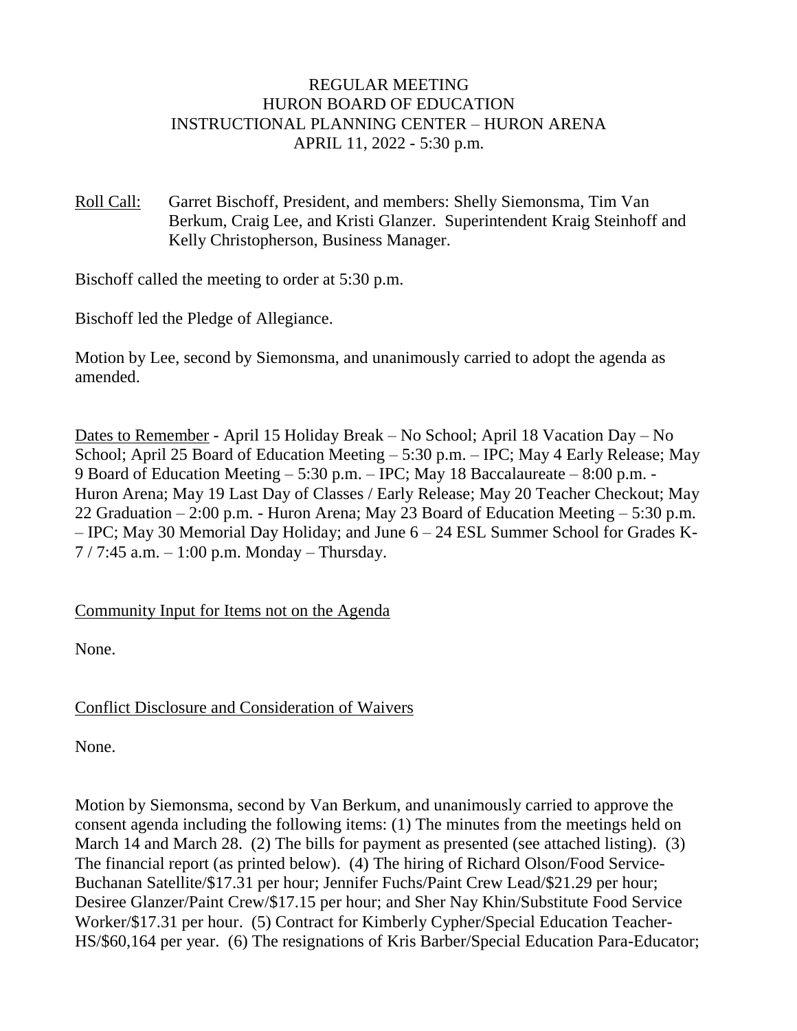REGULAR MEETING
HURON BOARD OF EDUCATION
INSTRUCTIONAL PLANNING CENTER – HURON ARENA
APRIL 11, 2022 - 5:30 p.m.

Roll Call: Garret Bischoff, President, and members: Shelly Siemonsma, Tim Van Berkum, Craig Lee, and Kristi Glanzer. Superintendent Kraig Steinhoff and Kelly Christopherson, Business Manager.

Bischoff called the meeting to order at 5:30 p.m.

Bischoff led the Pledge of Allegiance.

Motion by Lee, second by Siemonsma, and unanimously carried to adopt the agenda as amended.

Dates to Remember - April 15 Holiday Break – No School; April 18 Vacation Day – No School; April 25 Board of Education Meeting – 5:30 p.m. – IPC; May 4 Early Release; May 9 Board of Education Meeting – 5:30 p.m. – IPC; May 18 Baccalaureate – 8:00 p.m. - Huron Arena; May 19 Last Day of Classes / Early Release; May 20 Teacher Checkout; May 22 Graduation – 2:00 p.m. - Huron Arena; May 23 Board of Education Meeting – 5:30 p.m. – IPC; May 30 Memorial Day Holiday; and June 6 – 24 ESL Summer School for Grades K-7 / 7:45 a.m. – 1:00 p.m. Monday – Thursday.

Community Input for Items not on the Agenda

None.

Conflict Disclosure and Consideration of Waivers

None.

Motion by Siemonsma, second by Van Berkum, and unanimously carried to approve the consent agenda including the following items: (1) The minutes from the meetings held on March 14 and March 28. (2) The bills for payment as presented (see attached listing). (3) The financial report (as printed below). (4) The hiring of Richard Olson/Food Service-Buchanan Satellite/$17.31 per hour; Jennifer Fuchs/Paint Crew Lead/$21.29 per hour; Desiree Glanzer/Paint Crew/$17.15 per hour; and Sher Nay Khin/Substitute Food Service Worker/$17.31 per hour. (5) Contract for Kimberly Cypher/Special Education Teacher-HS/$60,164 per year. (6) The resignations of Kris Barber/Special Education Para-Educator;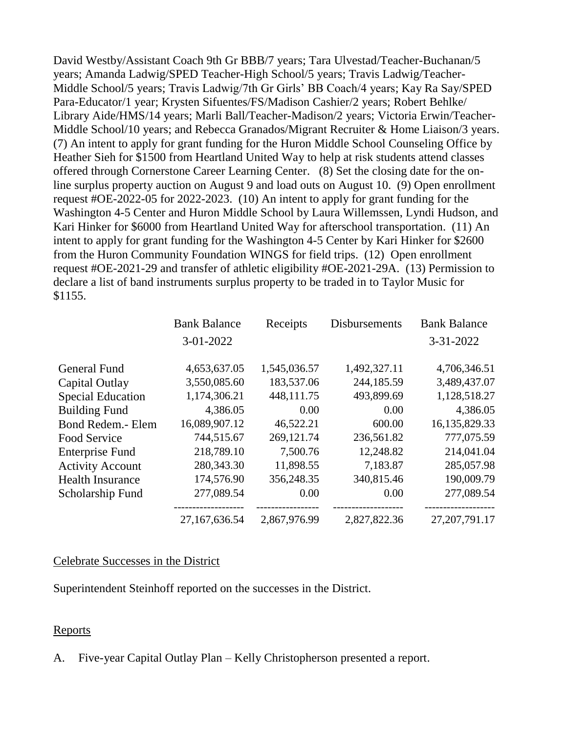David Westby/Assistant Coach 9th Gr BBB/7 years; Tara Ulvestad/Teacher-Buchanan/5 years; Amanda Ladwig/SPED Teacher-High School/5 years; Travis Ladwig/Teacher-Middle School/5 years; Travis Ladwig/7th Gr Girls' BB Coach/4 years; Kay Ra Say/SPED Para-Educator/1 year; Krysten Sifuentes/FS/Madison Cashier/2 years; Robert Behlke/ Library Aide/HMS/14 years; Marli Ball/Teacher-Madison/2 years; Victoria Erwin/Teacher-Middle School/10 years; and Rebecca Granados/Migrant Recruiter & Home Liaison/3 years. (7) An intent to apply for grant funding for the Huron Middle School Counseling Office by Heather Sieh for $1500 from Heartland United Way to help at risk students attend classes offered through Cornerstone Career Learning Center. (8) Set the closing date for the on-line surplus property auction on August 9 and load outs on August 10. (9) Open enrollment request #OE-2022-05 for 2022-2023. (10) An intent to apply for grant funding for the Washington 4-5 Center and Huron Middle School by Laura Willemssen, Lyndi Hudson, and Kari Hinker for $6000 from Heartland United Way for afterschool transportation. (11) An intent to apply for grant funding for the Washington 4-5 Center by Kari Hinker for $2600 from the Huron Community Foundation WINGS for field trips. (12) Open enrollment request #OE-2021-29 and transfer of athletic eligibility #OE-2021-29A. (13) Permission to declare a list of band instruments surplus property to be traded in to Taylor Music for $1155.

| | Bank Balance 3-01-2022 | Receipts | Disbursements | Bank Balance 3-31-2022 |
|---|---|---|---|---|
| General Fund | 4,653,637.05 | 1,545,036.57 | 1,492,327.11 | 4,706,346.51 |
| Capital Outlay | 3,550,085.60 | 183,537.06 | 244,185.59 | 3,489,437.07 |
| Special Education | 1,174,306.21 | 448,111.75 | 493,899.69 | 1,128,518.27 |
| Building Fund | 4,386.05 | 0.00 | 0.00 | 4,386.05 |
| Bond Redem.- Elem | 16,089,907.12 | 46,522.21 | 600.00 | 16,135,829.33 |
| Food Service | 744,515.67 | 269,121.74 | 236,561.82 | 777,075.59 |
| Enterprise Fund | 218,789.10 | 7,500.76 | 12,248.82 | 214,041.04 |
| Activity Account | 280,343.30 | 11,898.55 | 7,183.87 | 285,057.98 |
| Health Insurance | 174,576.90 | 356,248.35 | 340,815.46 | 190,009.79 |
| Scholarship Fund | 277,089.54 | 0.00 | 0.00 | 277,089.54 |
| | 27,167,636.54 | 2,867,976.99 | 2,827,822.36 | 27,207,791.17 |

Celebrate Successes in the District

Superintendent Steinhoff reported on the successes in the District.

Reports

A. Five-year Capital Outlay Plan – Kelly Christopherson presented a report.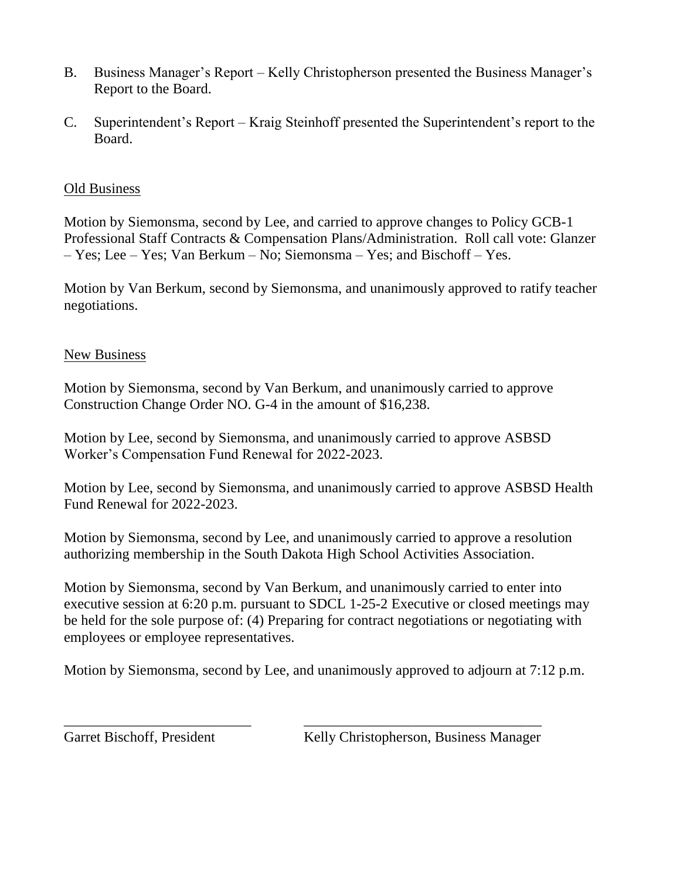B. Business Manager's Report – Kelly Christopherson presented the Business Manager's Report to the Board.

C. Superintendent's Report – Kraig Steinhoff presented the Superintendent's report to the Board.

Old Business

Motion by Siemonsma, second by Lee, and carried to approve changes to Policy GCB-1 Professional Staff Contracts & Compensation Plans/Administration. Roll call vote: Glanzer – Yes; Lee – Yes; Van Berkum – No; Siemonsma – Yes; and Bischoff – Yes.

Motion by Van Berkum, second by Siemonsma, and unanimously approved to ratify teacher negotiations.

New Business

Motion by Siemonsma, second by Van Berkum, and unanimously carried to approve Construction Change Order NO. G-4 in the amount of $16,238.

Motion by Lee, second by Siemonsma, and unanimously carried to approve ASBSD Worker's Compensation Fund Renewal for 2022-2023.

Motion by Lee, second by Siemonsma, and unanimously carried to approve ASBSD Health Fund Renewal for 2022-2023.

Motion by Siemonsma, second by Lee, and unanimously carried to approve a resolution authorizing membership in the South Dakota High School Activities Association.

Motion by Siemonsma, second by Van Berkum, and unanimously carried to enter into executive session at 6:20 p.m. pursuant to SDCL 1-25-2 Executive or closed meetings may be held for the sole purpose of: (4) Preparing for contract negotiations or negotiating with employees or employee representatives.

Motion by Siemonsma, second by Lee, and unanimously approved to adjourn at 7:12 p.m.

\_\_\_\_\_\_\_\_\_\_\_\_\_\_\_\_\_\_\_\_\_\_\_\_\_\_\_ \_\_\_\_\_\_\_\_\_\_\_\_\_\_\_\_\_\_\_\_\_\_\_\_\_\_\_\_\_\_\_\_\_\_

Garret Bischoff, President Kelly Christopherson, Business Manager